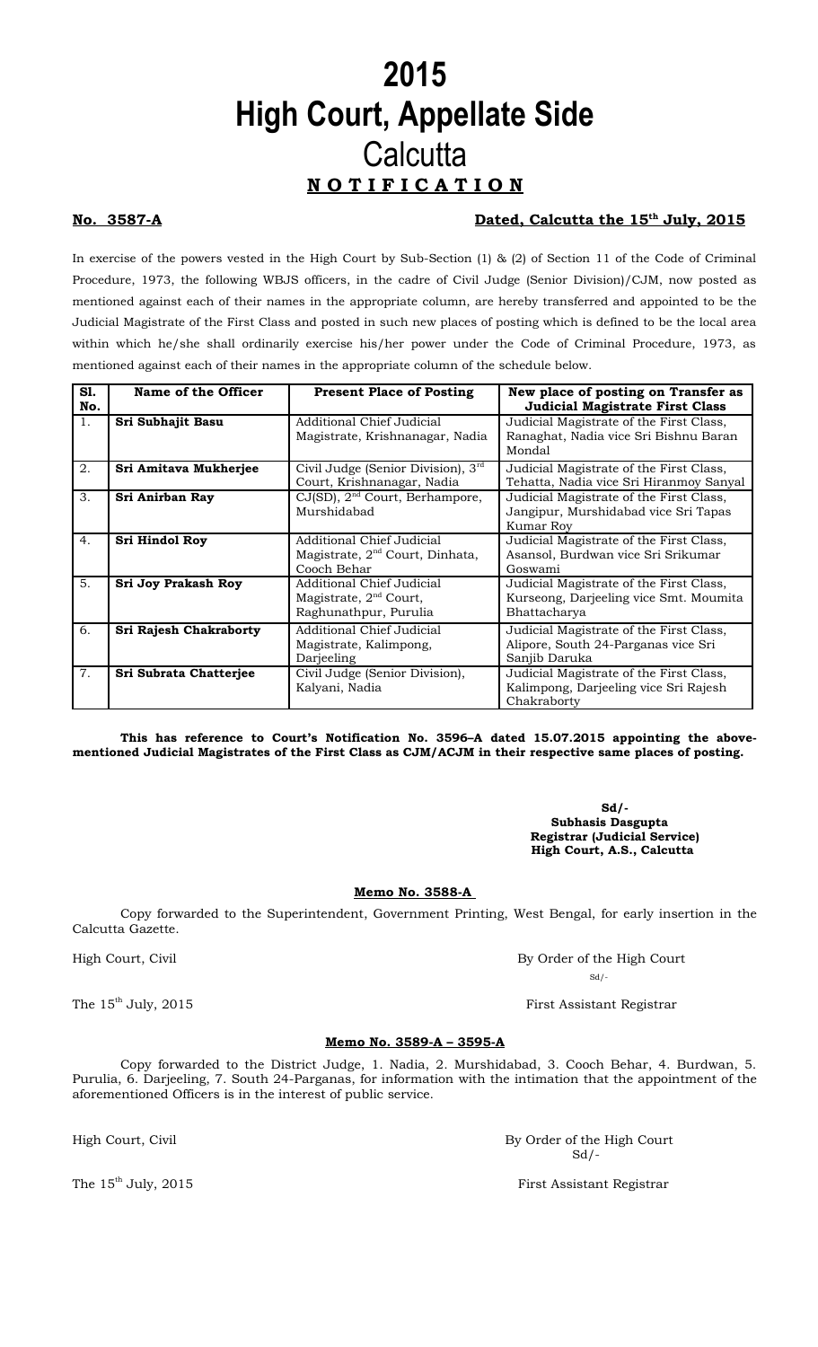# 2015
# High Court, Appellate Side
# Calcutta
## **N O T I F I C A T I O N**

**No. 3587-A** **Dated, Calcutta the 15th July, 2015**

In exercise of the powers vested in the High Court by Sub-Section (1) & (2) of Section 11 of the Code of Criminal Procedure, 1973, the following WBJS officers, in the cadre of Civil Judge (Senior Division)/CJM, now posted as mentioned against each of their names in the appropriate column, are hereby transferred and appointed to be the Judicial Magistrate of the First Class and posted in such new places of posting which is defined to be the local area within which he/she shall ordinarily exercise his/her power under the Code of Criminal Procedure, 1973, as mentioned against each of their names in the appropriate column of the schedule below.

| Sl. No. | Name of the Officer | Present Place of Posting | New place of posting on Transfer as Judicial Magistrate First Class |
|---|---|---|---|
| 1. | **Sri Subhajit Basu** | Additional Chief Judicial Magistrate, Krishnanagar, Nadia | Judicial Magistrate of the First Class, Ranaghat, Nadia vice Sri Bishnu Baran Mondal |
| 2. | **Sri Amitava Mukherjee** | Civil Judge (Senior Division), 3rd Court, Krishnanagar, Nadia | Judicial Magistrate of the First Class, Tehatta, Nadia vice Sri Hiranmoy Sanyal |
| 3. | **Sri Anirban Ray** | CJ(SD), 2nd Court, Berhampore, Murshidabad | Judicial Magistrate of the First Class, Jangipur, Murshidabad vice Sri Tapas Kumar Roy |
| 4. | **Sri Hindol Roy** | Additional Chief Judicial Magistrate, 2nd Court, Dinhata, Cooch Behar | Judicial Magistrate of the First Class, Asansol, Burdwan vice Sri Srikumar Goswami |
| 5. | **Sri Joy Prakash Roy** | Additional Chief Judicial Magistrate, 2nd Court, Raghunathpur, Purulia | Judicial Magistrate of the First Class, Kurseong, Darjeeling vice Smt. Moumita Bhattacharya |
| 6. | **Sri Rajesh Chakraborty** | Additional Chief Judicial Magistrate, Kalimpong, Darjeeling | Judicial Magistrate of the First Class, Alipore, South 24-Parganas vice Sri Sanjib Daruka |
| 7. | **Sri Subrata Chatterjee** | Civil Judge (Senior Division), Kalyani, Nadia | Judicial Magistrate of the First Class, Kalimpong, Darjeeling vice Sri Rajesh Chakraborty |

**This has reference to Court's Notification No. 3596–A dated 15.07.2015 appointing the above-mentioned Judicial Magistrates of the First Class as CJM/ACJM in their respective same places of posting.**

**Sd/-**
**Subhasis Dasgupta**
**Registrar (Judicial Service)**
**High Court, A.S., Calcutta**

**Memo No. 3588-A**

Copy forwarded to the Superintendent, Government Printing, West Bengal, for early insertion in the Calcutta Gazette.

High Court, Civil

By Order of the High Court
Sd/-

The 15th July, 2015

First Assistant Registrar

**Memo No. 3589-A – 3595-A**

Copy forwarded to the District Judge, 1. Nadia, 2. Murshidabad, 3. Cooch Behar, 4. Burdwan, 5. Purulia, 6. Darjeeling, 7. South 24-Parganas, for information with the intimation that the appointment of the aforementioned Officers is in the interest of public service.

High Court, Civil

By Order of the High Court
Sd/-

The 15th July, 2015

First Assistant Registrar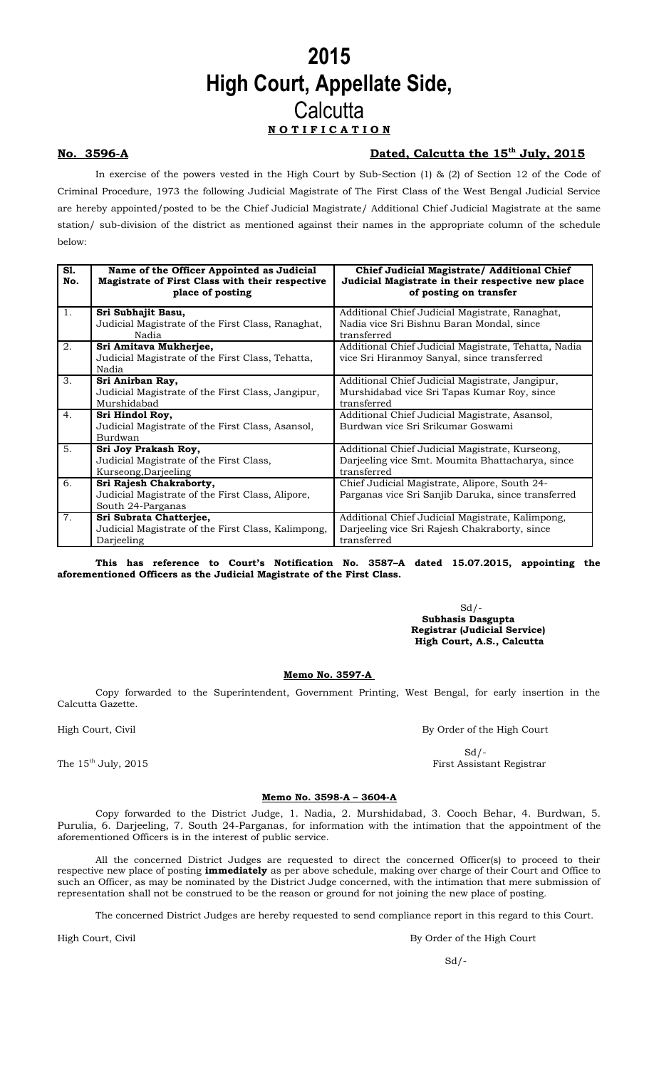# 2015
# High Court, Appellate Side,
# Calcutta

**N O T I F I C A T I O N**

**No. 3596-A** **Dated, Calcutta the 15th July, 2015**

In exercise of the powers vested in the High Court by Sub-Section (1) & (2) of Section 12 of the Code of Criminal Procedure, 1973 the following Judicial Magistrate of The First Class of the West Bengal Judicial Service are hereby appointed/posted to be the Chief Judicial Magistrate/ Additional Chief Judicial Magistrate at the same station/ sub-division of the district as mentioned against their names in the appropriate column of the schedule below:

| Sl. No. | Name of the Officer Appointed as Judicial Magistrate of First Class with their respective place of posting | Chief Judicial Magistrate/ Additional Chief Judicial Magistrate in their respective new place of posting on transfer |
|---|---|---|
| 1. | **Sri Subhajit Basu,** Judicial Magistrate of the First Class, Ranaghat, Nadia | Additional Chief Judicial Magistrate, Ranaghat, Nadia vice Sri Bishnu Baran Mondal, since transferred |
| 2. | **Sri Amitava Mukherjee,** Judicial Magistrate of the First Class, Tehatta, Nadia | Additional Chief Judicial Magistrate, Tehatta, Nadia vice Sri Hiranmoy Sanyal, since transferred |
| 3. | **Sri Anirban Ray,** Judicial Magistrate of the First Class, Jangipur, Murshidabad | Additional Chief Judicial Magistrate, Jangipur, Murshidabad vice Sri Tapas Kumar Roy, since transferred |
| 4. | **Sri Hindol Roy,** Judicial Magistrate of the First Class, Asansol, Burdwan | Additional Chief Judicial Magistrate, Asansol, Burdwan vice Sri Srikumar Goswami |
| 5. | **Sri Joy Prakash Roy,** Judicial Magistrate of the First Class, Kurseong,Darjeeling | Additional Chief Judicial Magistrate, Kurseong, Darjeeling vice Smt. Moumita Bhattacharya, since transferred |
| 6. | **Sri Rajesh Chakraborty,** Judicial Magistrate of the First Class, Alipore, South 24-Parganas | Chief Judicial Magistrate, Alipore, South 24-Parganas vice Sri Sanjib Daruka, since transferred |
| 7. | **Sri Subrata Chatterjee,** Judicial Magistrate of the First Class, Kalimpong, Darjeeling | Additional Chief Judicial Magistrate, Kalimpong, Darjeeling vice Sri Rajesh Chakraborty, since transferred |

**This has reference to Court's Notification No. 3587–A dated 15.07.2015, appointing the aforementioned Officers as the Judicial Magistrate of the First Class.**

Sd/-
**Subhasis Dasgupta**
**Registrar (Judicial Service)**
**High Court, A.S., Calcutta**

**Memo No. 3597-A**

Copy forwarded to the Superintendent, Government Printing, West Bengal, for early insertion in the Calcutta Gazette.

High Court, Civil By Order of the High Court

Sd/-
The 15th July, 2015 First Assistant Registrar

**Memo No. 3598-A – 3604-A**

Copy forwarded to the District Judge, 1. Nadia, 2. Murshidabad, 3. Cooch Behar, 4. Burdwan, 5. Purulia, 6. Darjeeling, 7. South 24-Parganas, for information with the intimation that the appointment of the aforementioned Officers is in the interest of public service.

All the concerned District Judges are requested to direct the concerned Officer(s) to proceed to their respective new place of posting **immediately** as per above schedule, making over charge of their Court and Office to such an Officer, as may be nominated by the District Judge concerned, with the intimation that mere submission of representation shall not be construed to be the reason or ground for not joining the new place of posting.

The concerned District Judges are hereby requested to send compliance report in this regard to this Court.

High Court, Civil By Order of the High Court

Sd/-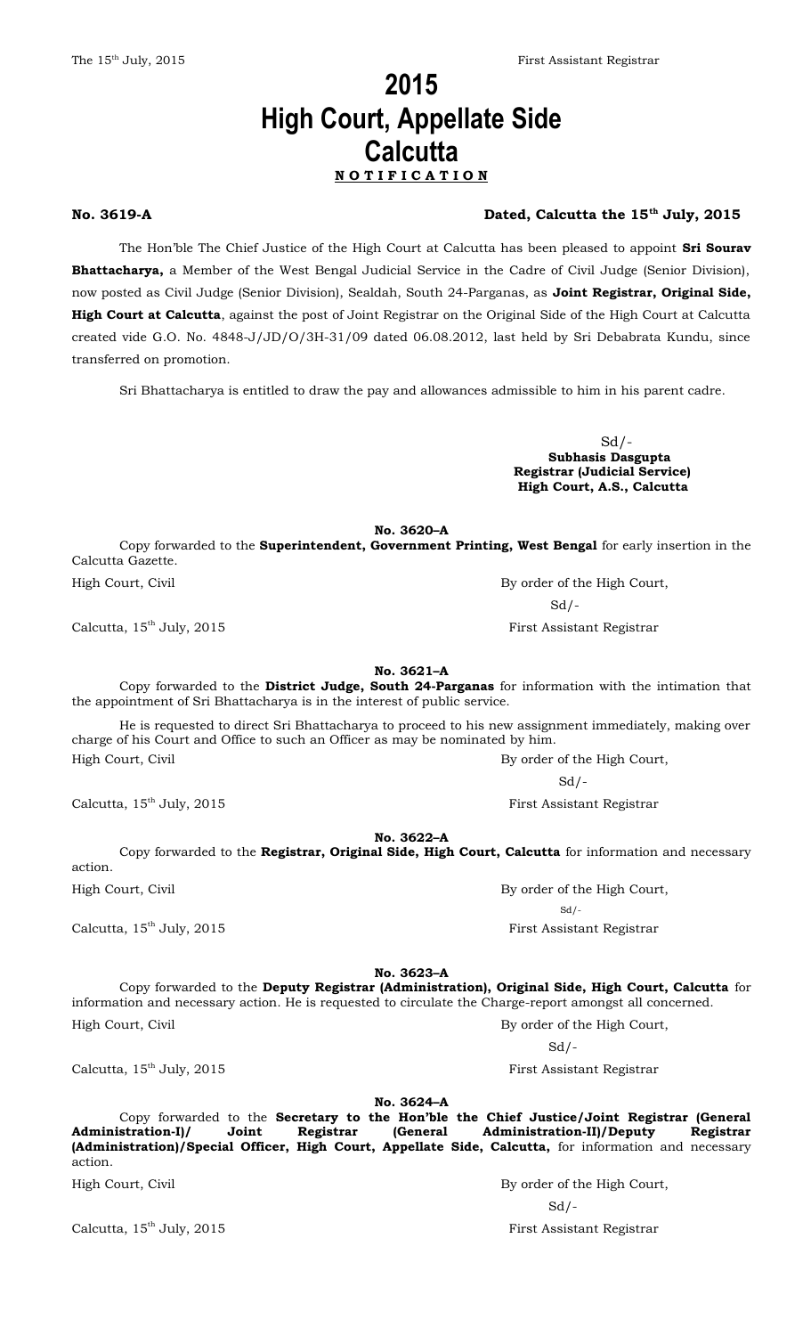# 2015
# High Court, Appellate Side
# Calcutta

**N O T I F I C A T I O N**

**No. 3619-A** **Dated, Calcutta the 15th July, 2015**

The Hon'ble The Chief Justice of the High Court at Calcutta has been pleased to appoint **Sri Sourav Bhattacharya,** a Member of the West Bengal Judicial Service in the Cadre of Civil Judge (Senior Division), now posted as Civil Judge (Senior Division), Sealdah, South 24-Parganas, as **Joint Registrar, Original Side, High Court at Calcutta**, against the post of Joint Registrar on the Original Side of the High Court at Calcutta created vide G.O. No. 4848-J/JD/O/3H-31/09 dated 06.08.2012, last held by Sri Debabrata Kundu, since transferred on promotion.

Sri Bhattacharya is entitled to draw the pay and allowances admissible to him in his parent cadre.

Sd/-
**Subhasis Dasgupta**
**Registrar (Judicial Service)**
**High Court, A.S., Calcutta**

**No. 3620–A**

Copy forwarded to the **Superintendent, Government Printing, West Bengal** for early insertion in the Calcutta Gazette.

High Court, Civil

Calcutta, 15th July, 2015

By order of the High Court,
Sd/-
First Assistant Registrar

**No. 3621–A**

Copy forwarded to the **District Judge, South 24-Parganas** for information with the intimation that the appointment of Sri Bhattacharya is in the interest of public service.

He is requested to direct Sri Bhattacharya to proceed to his new assignment immediately, making over charge of his Court and Office to such an Officer as may be nominated by him.

High Court, Civil

Calcutta, 15th July, 2015

By order of the High Court,
Sd/-
First Assistant Registrar

**No. 3622–A**

Copy forwarded to the **Registrar, Original Side, High Court, Calcutta** for information and necessary action.

High Court, Civil

Calcutta, 15th July, 2015

By order of the High Court,
Sd/-
First Assistant Registrar

**No. 3623–A**

Copy forwarded to the **Deputy Registrar (Administration), Original Side, High Court, Calcutta** for information and necessary action. He is requested to circulate the Charge-report amongst all concerned.

High Court, Civil

Calcutta, 15th July, 2015

By order of the High Court,
Sd/-
First Assistant Registrar

**No. 3624–A**

Copy forwarded to the **Secretary to the Hon'ble the Chief Justice/Joint Registrar (General Administration-I)/ Joint Registrar (General Administration-II)/Deputy Registrar (Administration)/Special Officer, High Court, Appellate Side, Calcutta,** for information and necessary action.

High Court, Civil

Calcutta, 15th July, 2015

By order of the High Court,
Sd/-
First Assistant Registrar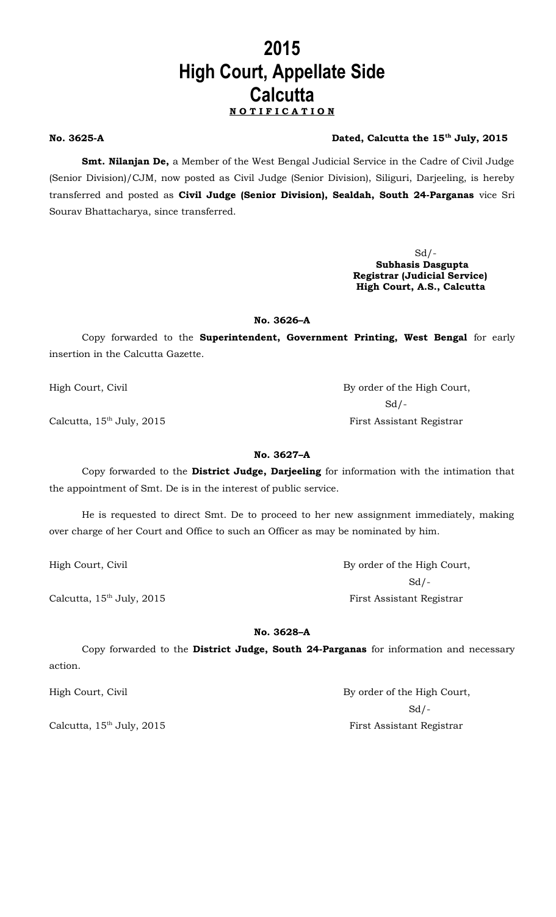# 2015
# High Court, Appellate Side
# Calcutta

**N O T I F I C A T I O N**

**No. 3625-A** **Dated, Calcutta the 15th July, 2015**

**Smt. Nilanjan De,** a Member of the West Bengal Judicial Service in the Cadre of Civil Judge (Senior Division)/CJM, now posted as Civil Judge (Senior Division), Siliguri, Darjeeling, is hereby transferred and posted as **Civil Judge (Senior Division), Sealdah, South 24-Parganas** vice Sri Sourav Bhattacharya, since transferred.

Sd/-
**Subhasis Dasgupta**
**Registrar (Judicial Service)**
**High Court, A.S., Calcutta**

**No. 3626–A**

Copy forwarded to the **Superintendent, Government Printing, West Bengal** for early insertion in the Calcutta Gazette.

High Court, Civil
Calcutta, 15th July, 2015

By order of the High Court,
Sd/-
First Assistant Registrar

**No. 3627–A**

Copy forwarded to the **District Judge, Darjeeling** for information with the intimation that the appointment of Smt. De is in the interest of public service.

He is requested to direct Smt. De to proceed to her new assignment immediately, making over charge of her Court and Office to such an Officer as may be nominated by him.

High Court, Civil
Calcutta, 15th July, 2015

By order of the High Court,
Sd/-
First Assistant Registrar

**No. 3628–A**

Copy forwarded to the **District Judge, South 24-Parganas** for information and necessary action.

High Court, Civil
Calcutta, 15th July, 2015

By order of the High Court,
Sd/-
First Assistant Registrar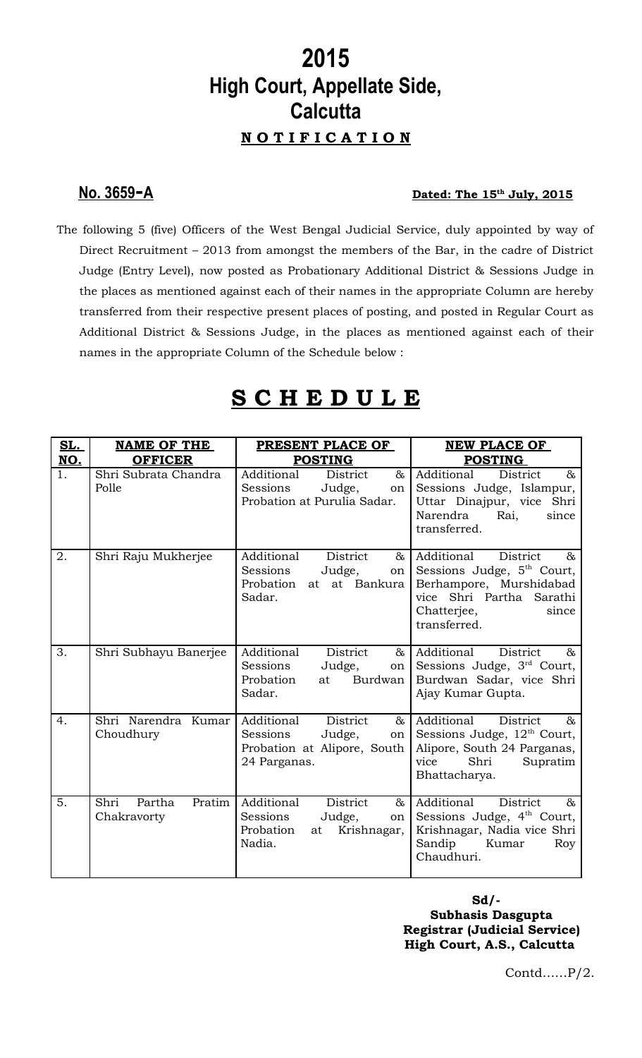# 2015
# High Court, Appellate Side, Calcutta

## **N O T I F I C A T I O N**

**No. 3659-A** **Dated: The 15th July, 2015**

The following 5 (five) Officers of the West Bengal Judicial Service, duly appointed by way of Direct Recruitment – 2013 from amongst the members of the Bar, in the cadre of District Judge (Entry Level), now posted as Probationary Additional District & Sessions Judge in the places as mentioned against each of their names in the appropriate Column are hereby transferred from their respective present places of posting, and posted in Regular Court as Additional District & Sessions Judge, in the places as mentioned against each of their names in the appropriate Column of the Schedule below :

## **S C H E D U L E**

| SL. NO. | NAME OF THE OFFICER | PRESENT PLACE OF POSTING | NEW PLACE OF POSTING |
|---|---|---|---|
| 1. | Shri Subrata Chandra Polle | Additional District & Sessions Judge, on Probation at Purulia Sadar. | Additional District & Sessions Judge, Islampur, Uttar Dinajpur, vice Shri Narendra Rai, since transferred. |
| 2. | Shri Raju Mukherjee | Additional District & Sessions Judge, on Probation at at Bankura Sadar. | Additional District & Sessions Judge, 5th Court, Berhampore, Murshidabad vice Shri Partha Sarathi Chatterjee, since transferred. |
| 3. | Shri Subhayu Banerjee | Additional District & Sessions Judge, on Probation at Burdwan Sadar. | Additional District & Sessions Judge, 3rd Court, Burdwan Sadar, vice Shri Ajay Kumar Gupta. |
| 4. | Shri Narendra Kumar Choudhury | Additional District & Sessions Judge, on Probation at Alipore, South 24 Parganas. | Additional District & Sessions Judge, 12th Court, Alipore, South 24 Parganas, vice Shri Supratim Bhattacharya. |
| 5. | Shri Partha Pratim Chakravorty | Additional District & Sessions Judge, on Probation at Krishnagar, Nadia. | Additional District & Sessions Judge, 4th Court, Krishnagar, Nadia vice Shri Sandip Kumar Roy Chaudhuri. |

**Sd/-**
**Subhasis Dasgupta**
**Registrar (Judicial Service)**
**High Court, A.S., Calcutta**

Contd……P/2.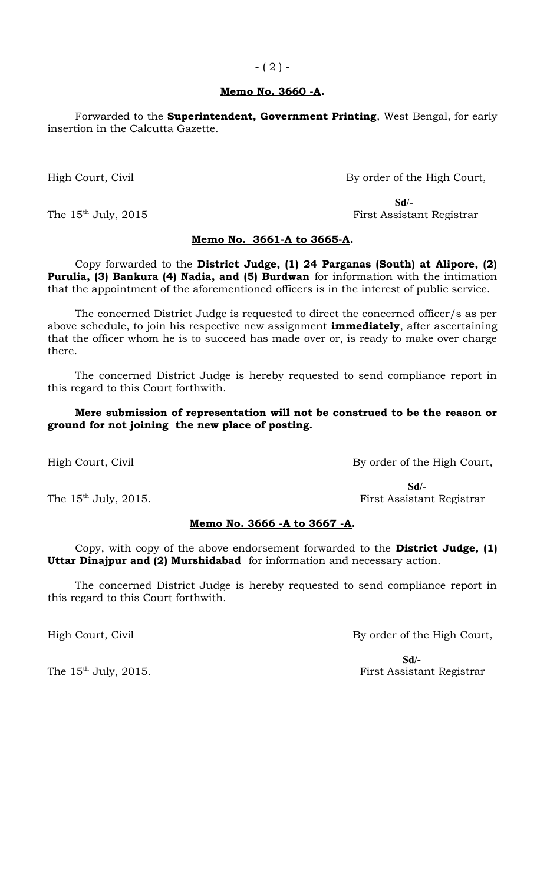**Memo No. 3660 -A.**

Forwarded to the **Superintendent, Government Printing**, West Bengal, for early insertion in the Calcutta Gazette.

High Court, Civil — By order of the High Court,

Sd/-

The 15th July, 2015 — First Assistant Registrar

**Memo No. 3661-A to 3665-A.**

Copy forwarded to the **District Judge, (1) 24 Parganas (South) at Alipore, (2) Purulia, (3) Bankura (4) Nadia, and (5) Burdwan** for information with the intimation that the appointment of the aforementioned officers is in the interest of public service.

The concerned District Judge is requested to direct the concerned officer/s as per above schedule, to join his respective new assignment **immediately**, after ascertaining that the officer whom he is to succeed has made over or, is ready to make over charge there.

The concerned District Judge is hereby requested to send compliance report in this regard to this Court forthwith.

**Mere submission of representation will not be construed to be the reason or ground for not joining the new place of posting.**

High Court, Civil — By order of the High Court,

Sd/-

The 15th July, 2015. — First Assistant Registrar

**Memo No. 3666 -A to 3667 -A.**

Copy, with copy of the above endorsement forwarded to the **District Judge, (1) Uttar Dinajpur and (2) Murshidabad** for information and necessary action.

The concerned District Judge is hereby requested to send compliance report in this regard to this Court forthwith.

High Court, Civil — By order of the High Court,

Sd/-

The 15th July, 2015. — First Assistant Registrar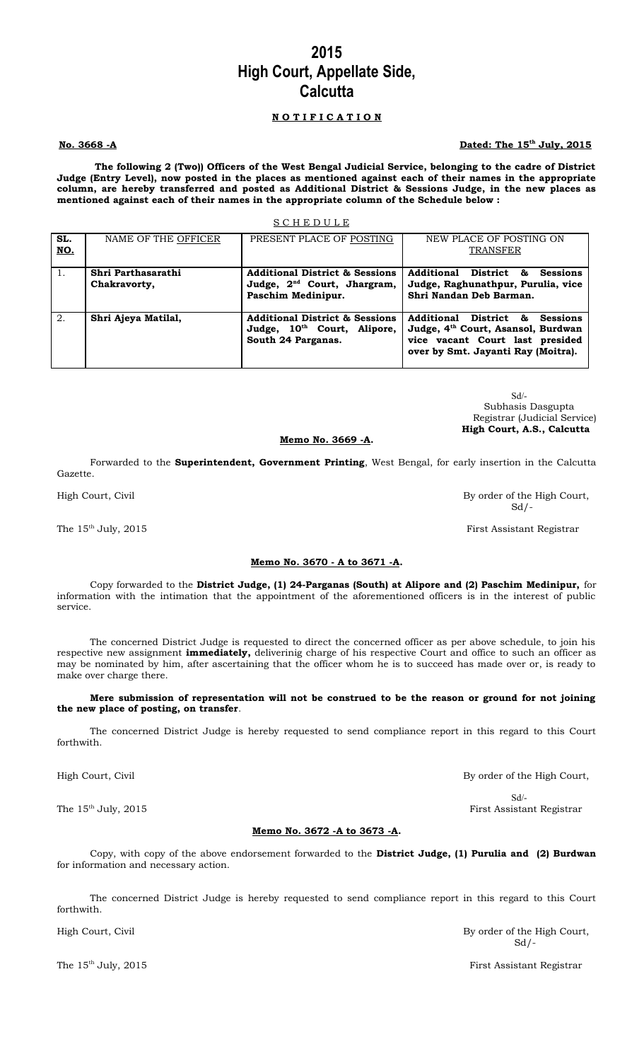# 2015
# High Court, Appellate Side, Calcutta

**N O T I F I C A T I O N**

**No. 3668 -A** **Dated: The 15th July, 2015**

**The following 2 (Two)) Officers of the West Bengal Judicial Service, belonging to the cadre of District Judge (Entry Level), now posted in the places as mentioned against each of their names in the appropriate column, are hereby transferred and posted as Additional District & Sessions Judge, in the new places as mentioned against each of their names in the appropriate column of the Schedule below :**

S C H E D U L E

| SL. NO. | NAME OF THE OFFICER | PRESENT PLACE OF POSTING | NEW PLACE OF POSTING ON TRANSFER |
|---|---|---|---|
| 1. | **Shri Parthasarathi Chakravorty,** | **Additional District & Sessions Judge, 2nd Court, Jhargram, Paschim Medinipur.** | **Additional District & Sessions Judge, Raghunathpur, Purulia, vice Shri Nandan Deb Barman.** |
| 2. | **Shri Ajeya Matilal,** | **Additional District & Sessions Judge, 10th Court, Alipore, South 24 Parganas.** | **Additional District & Sessions Judge, 4th Court, Asansol, Burdwan vice vacant Court last presided over by Smt. Jayanti Ray (Moitra).** |

Sd/-
Subhasis Dasgupta
Registrar (Judicial Service)
**High Court, A.S., Calcutta**

**Memo No. 3669 -A.**

Forwarded to the **Superintendent, Government Printing**, West Bengal, for early insertion in the Calcutta Gazette.

High Court, Civil

The 15th July, 2015

By order of the High Court,
Sd/-
First Assistant Registrar

**Memo No. 3670 - A to 3671 -A.**

Copy forwarded to the **District Judge, (1) 24-Parganas (South) at Alipore and (2) Paschim Medinipur,** for information with the intimation that the appointment of the aforementioned officers is in the interest of public service.

The concerned District Judge is requested to direct the concerned officer as per above schedule, to join his respective new assignment **immediately,** deliverinig charge of his respective Court and office to such an officer as may be nominated by him, after ascertaining that the officer whom he is to succeed has made over or, is ready to make over charge there.

**Mere submission of representation will not be construed to be the reason or ground for not joining the new place of posting, on transfer**.

The concerned District Judge is hereby requested to send compliance report in this regard to this Court forthwith.

High Court, Civil

The 15th July, 2015

By order of the High Court,
Sd/-
First Assistant Registrar

**Memo No. 3672 -A to 3673 -A.**

Copy, with copy of the above endorsement forwarded to the **District Judge, (1) Purulia and (2) Burdwan** for information and necessary action.

The concerned District Judge is hereby requested to send compliance report in this regard to this Court forthwith.

High Court, Civil

The 15th July, 2015

By order of the High Court,
Sd/-
First Assistant Registrar